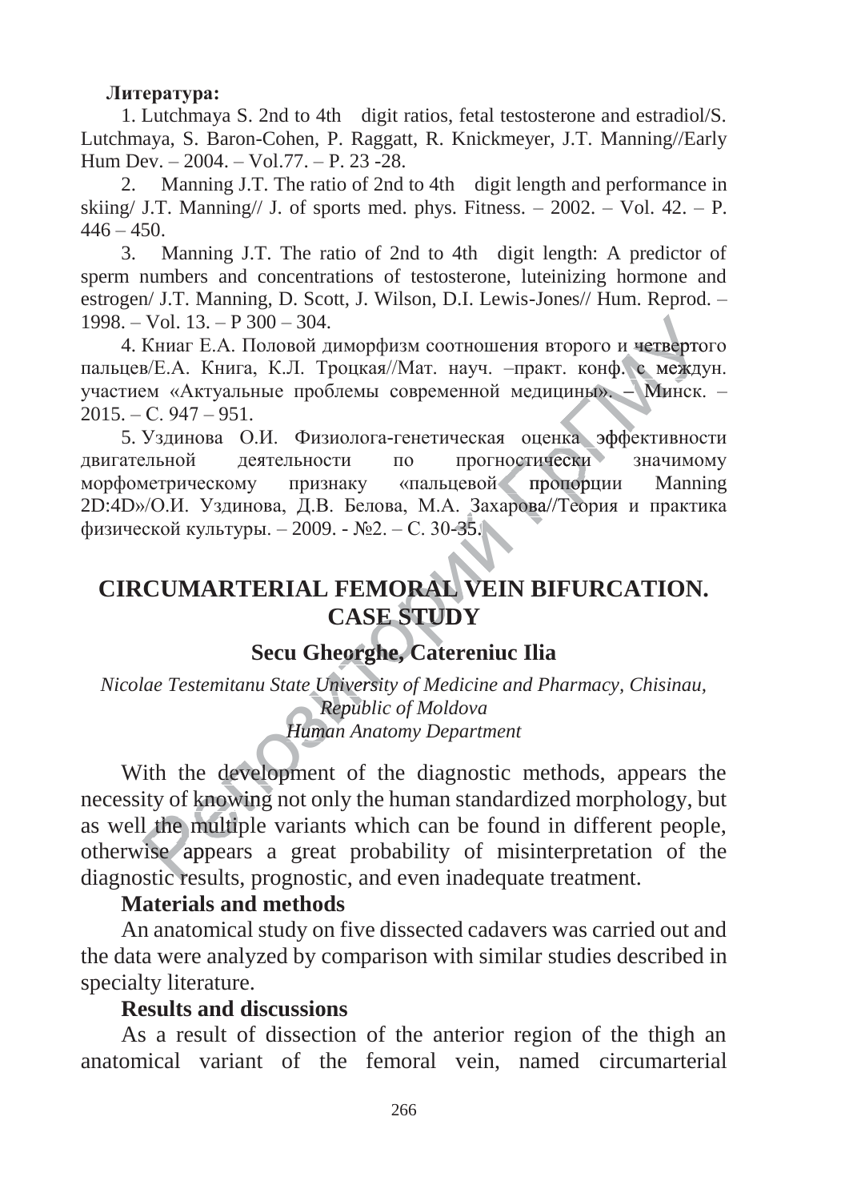**Литература:**

1. Lutchmaya S. 2nd to 4th digit ratios, fetal testosterone and estradiol/S. Lutchmaya, S. Baron-Cohen, P. Raggatt, R. Knickmeyer, J.T. Manning//Early Hum Dev. – 2004. – Vol.77. – P. 23 -28.
2. Manning J.T. The ratio of 2nd to 4th digit length and performance in skiing/ J.T. Manning// J. of sports med. phys. Fitness. – 2002. – Vol. 42. – P. 446 – 450.
3. Manning J.T. The ratio of 2nd to 4th digit length: A predictor of sperm numbers and concentrations of testosterone, luteinizing hormone and estrogen/ J.T. Manning, D. Scott, J. Wilson, D.I. Lewis-Jones// Hum. Reprod. – 1998. – Vol. 13. – P 300 – 304.
4. Книаг Е.А. Половой диморфизм соотношения второго и четвертого пальцев/Е.А. Книга, К.Л. Троцкая//Мат. науч. –практ. конф. с междун. участием «Актуальные проблемы современной медицины». – Минск. – 2015. – С. 947 – 951.
5. Уздинова О.И. Физиолога-генетическая оценка эффективности двигательной деятельности по прогностически значимому морфометрическому признаку «пальцевой пропорции Manning 2D:4D»/О.И. Уздинова, Д.В. Белова, М.А. Захарова//Теория и практика физической культуры. – 2009. - №2. – С. 30-35.

# CIRCUMARTERIAL FEMORAL VEIN BIFURCATION. CASE STUDY

**Secu Gheorghe, Catereniuc Ilia**

*Nicolae Testemitanu State University of Medicine and Pharmacy, Chisinau, Republic of Moldova*
*Human Anatomy Department*

With the development of the diagnostic methods, appears the necessity of knowing not only the human standardized morphology, but as well the multiple variants which can be found in different people, otherwise appears a great probability of misinterpretation of the diagnostic results, prognostic, and even inadequate treatment.

**Materials and methods**

An anatomical study on five dissected cadavers was carried out and the data were analyzed by comparison with similar studies described in specialty literature.

**Results and discussions**

As a result of dissection of the anterior region of the thigh an anatomical variant of the femoral vein, named circumarterial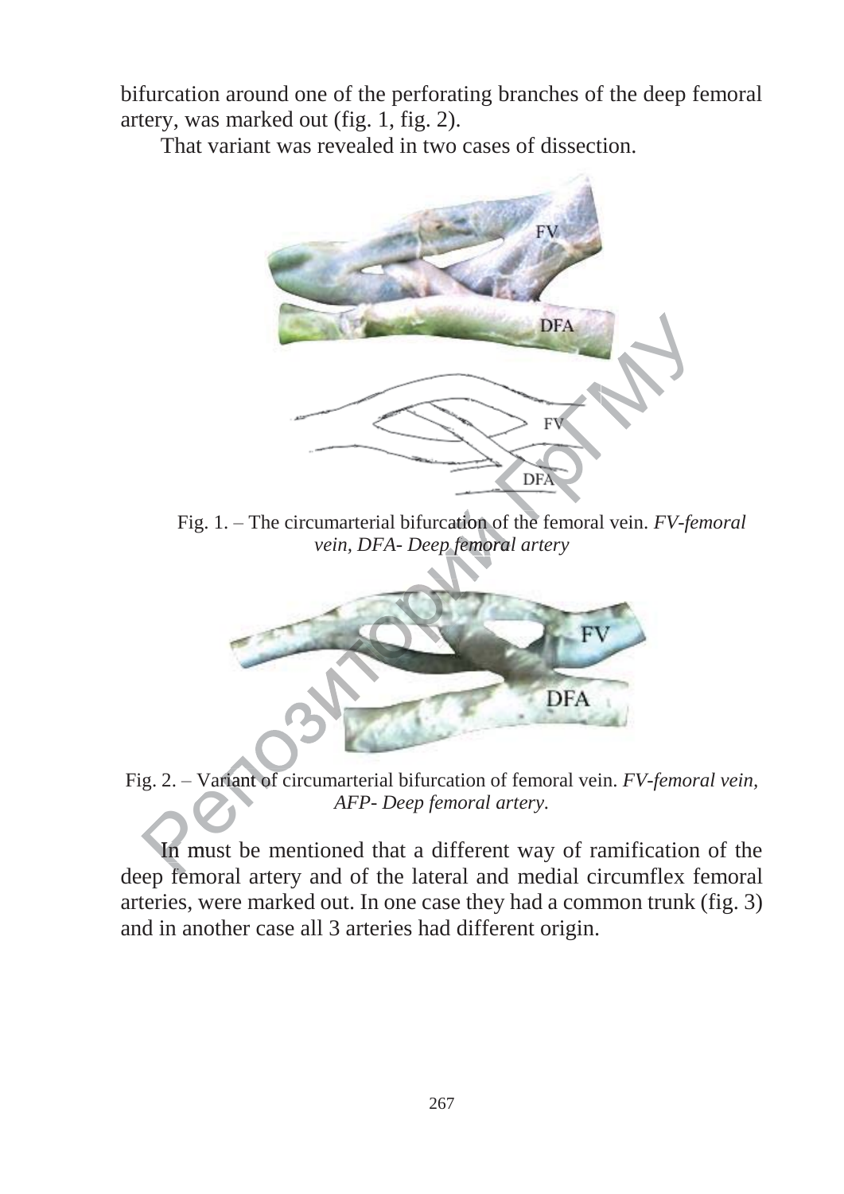bifurcation around one of the perforating branches of the deep femoral artery, was marked out (fig. 1, fig. 2).

That variant was revealed in two cases of dissection.

Fig. 1. – The circumarterial bifurcation of the femoral vein. *FV-femoral vein, DFA- Deep femoral artery*

Fig. 2. – Variant of circumarterial bifurcation of femoral vein. *FV-femoral vein, AFP- Deep femoral artery.*

In must be mentioned that a different way of ramification of the deep femoral artery and of the lateral and medial circumflex femoral arteries, were marked out. In one case they had a common trunk (fig. 3) and in another case all 3 arteries had different origin.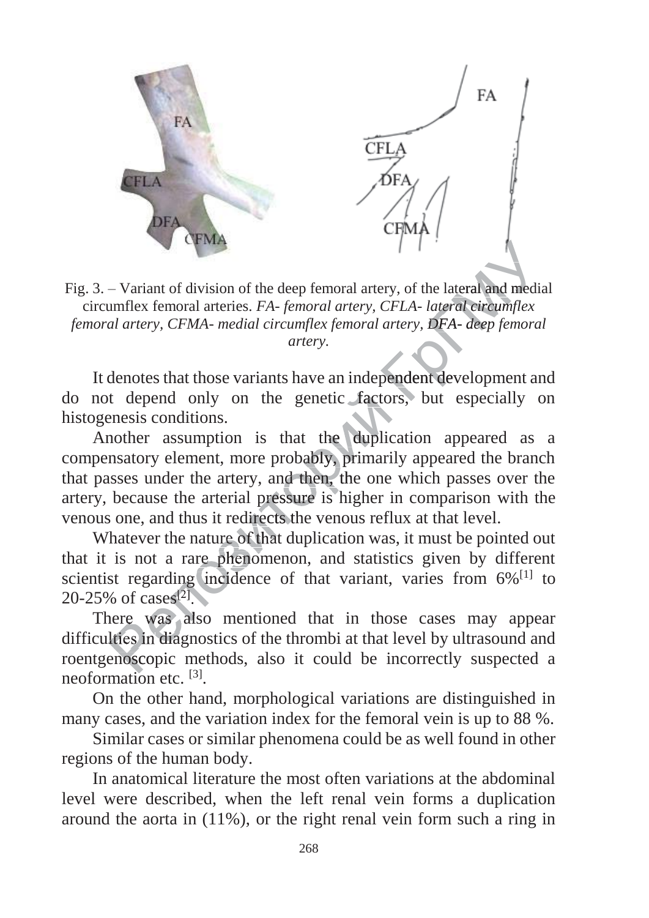Fig. 3. – Variant of division of the deep femoral artery, of the lateral and medial circumflex femoral arteries. *FA- femoral artery, CFLA- lateral circumflex femoral artery, CFMA- medial circumflex femoral artery, DFA- deep femoral artery.*

It denotes that those variants have an independent development and do not depend only on the genetic factors, but especially on histogenesis conditions.

Another assumption is that the duplication appeared as a compensatory element, more probably, primarily appeared the branch that passes under the artery, and then, the one which passes over the artery, because the arterial pressure is higher in comparison with the venous one, and thus it redirects the venous reflux at that level.

Whatever the nature of that duplication was, it must be pointed out that it is not a rare phenomenon, and statistics given by different scientist regarding incidence of that variant, varies from 6%[1] to 20-25% of cases[2].

There was also mentioned that in those cases may appear difficulties in diagnostics of the thrombi at that level by ultrasound and roentgenoscopic methods, also it could be incorrectly suspected a neoformation etc. [3].

On the other hand, morphological variations are distinguished in many cases, and the variation index for the femoral vein is up to 88 %.

Similar cases or similar phenomena could be as well found in other regions of the human body.

In anatomical literature the most often variations at the abdominal level were described, when the left renal vein forms a duplication around the aorta in (11%), or the right renal vein form such a ring in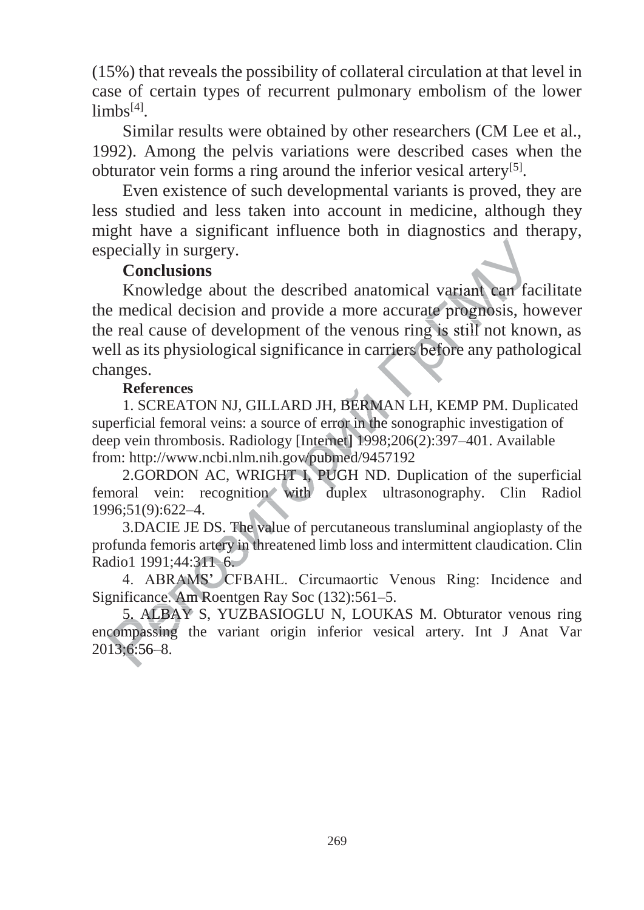(15%) that reveals the possibility of collateral circulation at that level in case of certain types of recurrent pulmonary embolism of the lower limbs[4].

Similar results were obtained by other researchers (CM Lee et al., 1992). Among the pelvis variations were described cases when the obturator vein forms a ring around the inferior vesical artery[5].

Even existence of such developmental variants is proved, they are less studied and less taken into account in medicine, although they might have a significant influence both in diagnostics and therapy, especially in surgery.

## Conclusions

Knowledge about the described anatomical variant can facilitate the medical decision and provide a more accurate prognosis, however the real cause of development of the venous ring is still not known, as well as its physiological significance in carriers before any pathological changes.

### References

1. SCREATON NJ, GILLARD JH, BERMAN LH, KEMP PM. Duplicated superficial femoral veins: a source of error in the sonographic investigation of deep vein thrombosis. Radiology [Internet] 1998;206(2):397–401. Available from: http://www.ncbi.nlm.nih.gov/pubmed/9457192

2. GORDON AC, WRIGHT I, PUGH ND. Duplication of the superficial femoral vein: recognition with duplex ultrasonography. Clin Radiol 1996;51(9):622–4.

3. DACIE JE DS. The value of percutaneous transluminal angioplasty of the profunda femoris artery in threatened limb loss and intermittent claudication. Clin Radio1 1991;44:311–6.

4. ABRAMS' CFBAHL. Circumaortic Venous Ring: Incidence and Significance. Am Roentgen Ray Soc (132):561–5.

5. ALBAY S, YUZBASIOGLU N, LOUKAS M. Obturator venous ring encompassing the variant origin inferior vesical artery. Int J Anat Var 2013;6:56–8.